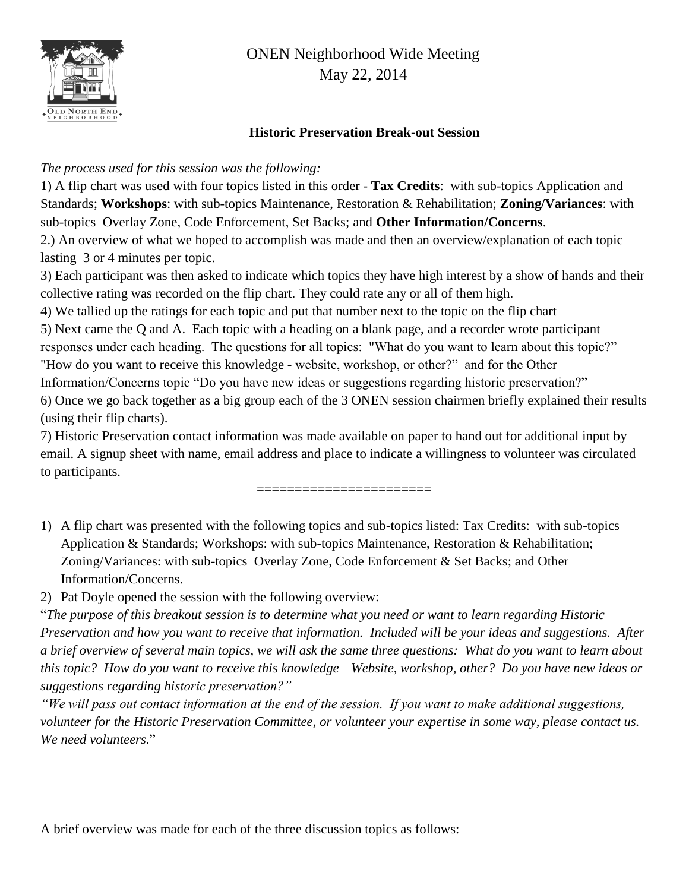# ONEN Neighborhood Wide Meeting
May 22, 2014

## Historic Preservation Break-out Session

*The process used for this session was the following:*

1) A flip chart was used with four topics listed in this order - **Tax Credits**: with sub-topics Application and Standards; **Workshops**: with sub-topics Maintenance, Restoration & Rehabilitation; **Zoning/Variances**: with sub-topics Overlay Zone, Code Enforcement, Set Backs; and **Other Information/Concerns**.

2.) An overview of what we hoped to accomplish was made and then an overview/explanation of each topic lasting 3 or 4 minutes per topic.

3) Each participant was then asked to indicate which topics they have high interest by a show of hands and their collective rating was recorded on the flip chart. They could rate any or all of them high.

4) We tallied up the ratings for each topic and put that number next to the topic on the flip chart

5) Next came the Q and A. Each topic with a heading on a blank page, and a recorder wrote participant responses under each heading. The questions for all topics: "What do you want to learn about this topic?" "How do you want to receive this knowledge - website, workshop, or other?" and for the Other Information/Concerns topic "Do you have new ideas or suggestions regarding historic preservation?"

6) Once we go back together as a big group each of the 3 ONEN session chairmen briefly explained their results (using their flip charts).

7) Historic Preservation contact information was made available on paper to hand out for additional input by email. A signup sheet with name, email address and place to indicate a willingness to volunteer was circulated to participants.

=======================

1) A flip chart was presented with the following topics and sub-topics listed: Tax Credits: with sub-topics Application & Standards; Workshops: with sub-topics Maintenance, Restoration & Rehabilitation; Zoning/Variances: with sub-topics Overlay Zone, Code Enforcement & Set Backs; and Other Information/Concerns.
2) Pat Doyle opened the session with the following overview:

"*The purpose of this breakout session is to determine what you need or want to learn regarding Historic Preservation and how you want to receive that information. Included will be your ideas and suggestions. After a brief overview of several main topics, we will ask the same three questions: What do you want to learn about this topic? How do you want to receive this knowledge—Website, workshop, other? Do you have new ideas or suggestions regarding historic preservation?"*

*"We will pass out contact information at the end of the session. If you want to make additional suggestions, volunteer for the Historic Preservation Committee, or volunteer your expertise in some way, please contact us. We need volunteers*."

A brief overview was made for each of the three discussion topics as follows: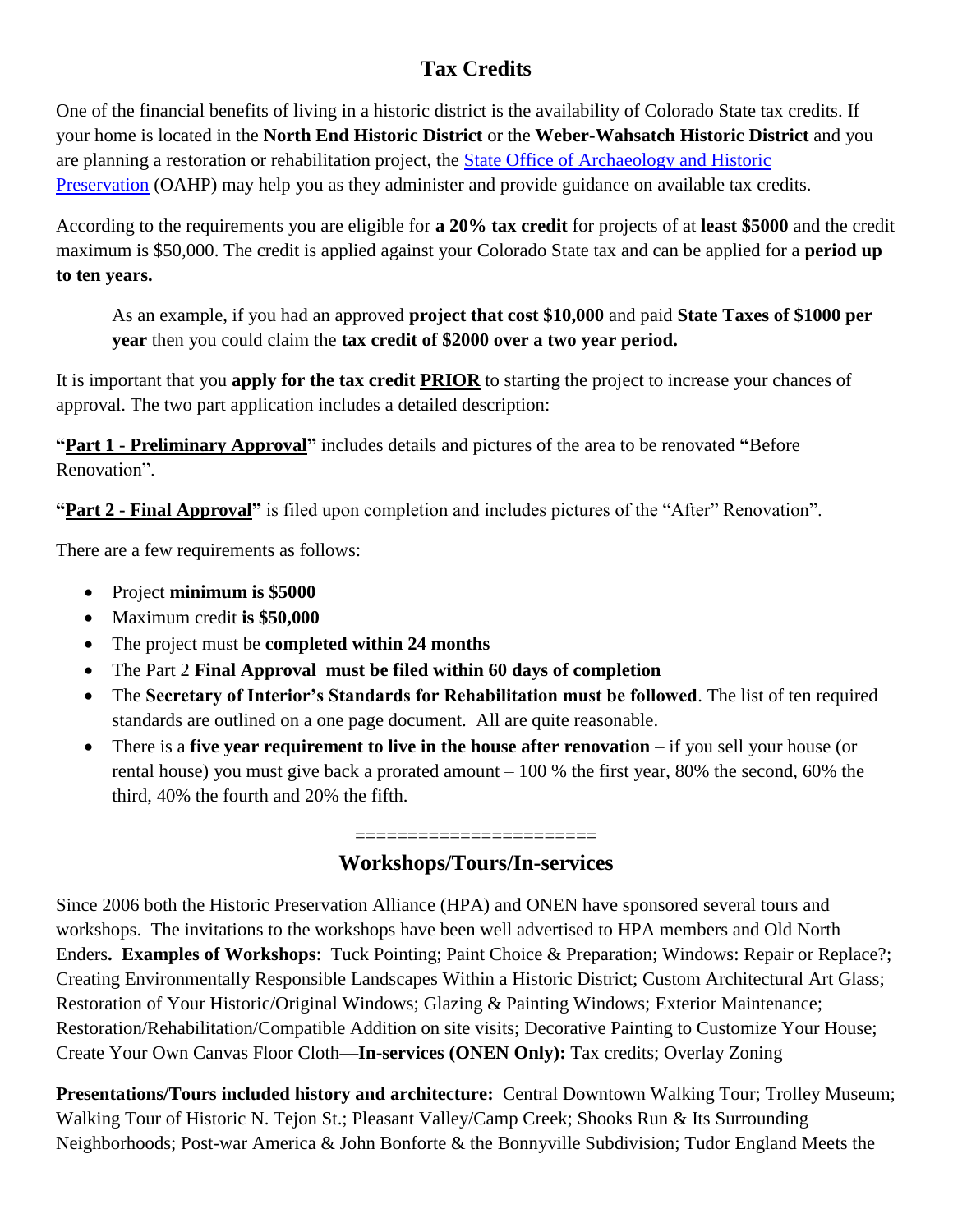## Tax Credits

One of the financial benefits of living in a historic district is the availability of Colorado State tax credits. If your home is located in the **North End Historic District** or the **Weber-Wahsatch Historic District** and you are planning a restoration or rehabilitation project, the State Office of Archaeology and Historic Preservation (OAHP) may help you as they administer and provide guidance on available tax credits.

According to the requirements you are eligible for **a 20% tax credit** for projects of at **least $5000** and the credit maximum is $50,000. The credit is applied against your Colorado State tax and can be applied for a **period up to ten years.**

> As an example, if you had an approved **project that cost $10,000** and paid **State Taxes of $1000 per year** then you could claim the **tax credit of $2000 over a two year period.**

It is important that you **apply for the tax credit PRIOR** to starting the project to increase your chances of approval. The two part application includes a detailed description:

**"Part 1 - Preliminary Approval"** includes details and pictures of the area to be renovated **"**Before Renovation".

**"Part 2 - Final Approval"** is filed upon completion and includes pictures of the "After" Renovation".

There are a few requirements as follows:

- Project **minimum is $5000**
- Maximum credit **is $50,000**
- The project must be **completed within 24 months**
- The Part 2 **Final Approval must be filed within 60 days of completion**
- The **Secretary of Interior's Standards for Rehabilitation must be followed**. The list of ten required standards are outlined on a one page document. All are quite reasonable.
- There is a **five year requirement to live in the house after renovation** – if you sell your house (or rental house) you must give back a prorated amount – 100 % the first year, 80% the second, 60% the third, 40% the fourth and 20% the fifth.

======================

## Workshops/Tours/In-services

Since 2006 both the Historic Preservation Alliance (HPA) and ONEN have sponsored several tours and workshops. The invitations to the workshops have been well advertised to HPA members and Old North Enders**. Examples of Workshops**: Tuck Pointing; Paint Choice & Preparation; Windows: Repair or Replace?; Creating Environmentally Responsible Landscapes Within a Historic District; Custom Architectural Art Glass; Restoration of Your Historic/Original Windows; Glazing & Painting Windows; Exterior Maintenance; Restoration/Rehabilitation/Compatible Addition on site visits; Decorative Painting to Customize Your House; Create Your Own Canvas Floor Cloth—**In-services (ONEN Only):** Tax credits; Overlay Zoning

**Presentations/Tours included history and architecture:** Central Downtown Walking Tour; Trolley Museum; Walking Tour of Historic N. Tejon St.; Pleasant Valley/Camp Creek; Shooks Run & Its Surrounding Neighborhoods; Post-war America & John Bonforte & the Bonnyville Subdivision; Tudor England Meets the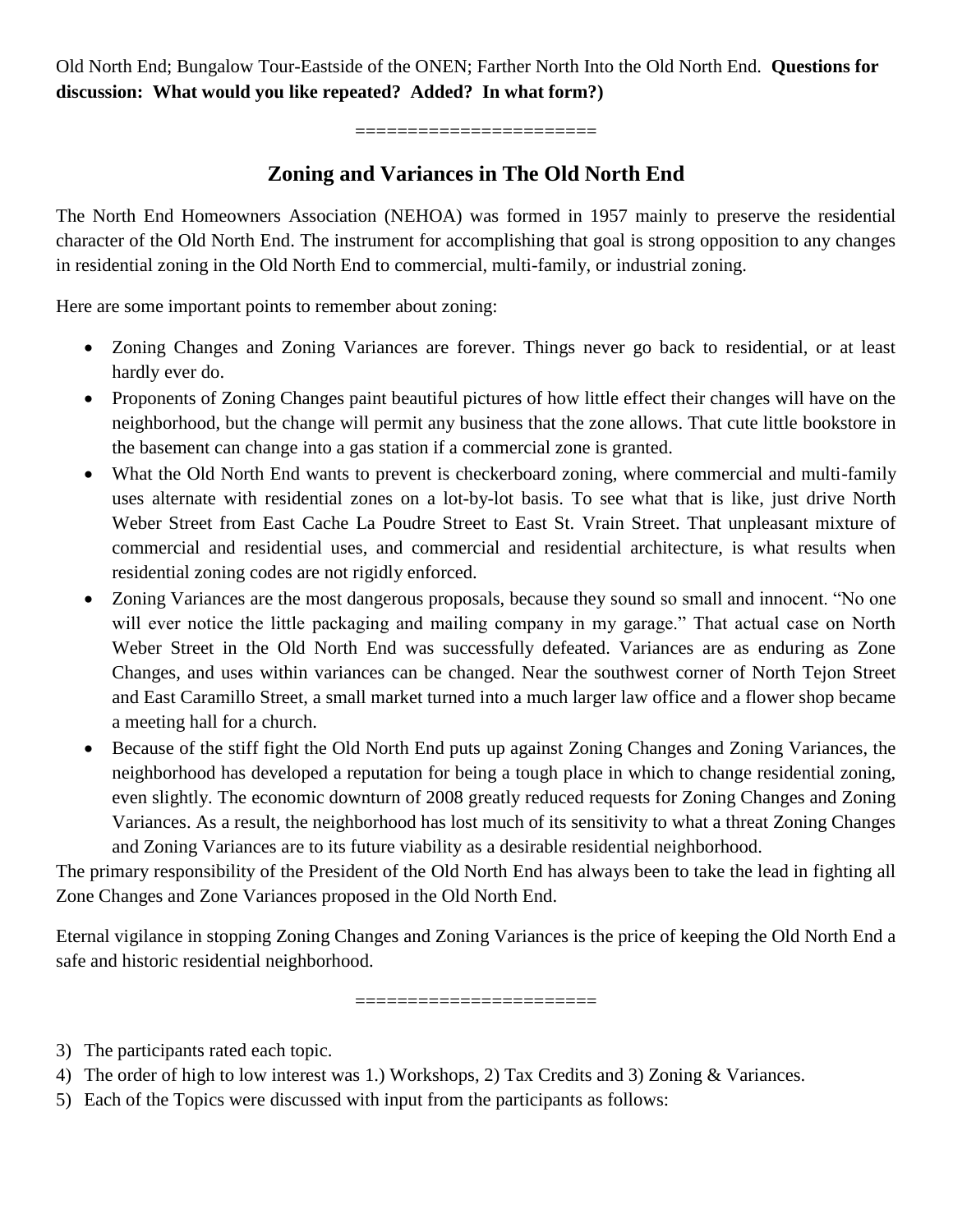Old North End; Bungalow Tour-Eastside of the ONEN; Farther North Into the Old North End. **Questions for discussion: What would you like repeated? Added? In what form?)**

======================

## Zoning and Variances in The Old North End

The North End Homeowners Association (NEHOA) was formed in 1957 mainly to preserve the residential character of the Old North End. The instrument for accomplishing that goal is strong opposition to any changes in residential zoning in the Old North End to commercial, multi-family, or industrial zoning.

Here are some important points to remember about zoning:

- Zoning Changes and Zoning Variances are forever. Things never go back to residential, or at least hardly ever do.
- Proponents of Zoning Changes paint beautiful pictures of how little effect their changes will have on the neighborhood, but the change will permit any business that the zone allows. That cute little bookstore in the basement can change into a gas station if a commercial zone is granted.
- What the Old North End wants to prevent is checkerboard zoning, where commercial and multi-family uses alternate with residential zones on a lot-by-lot basis. To see what that is like, just drive North Weber Street from East Cache La Poudre Street to East St. Vrain Street. That unpleasant mixture of commercial and residential uses, and commercial and residential architecture, is what results when residential zoning codes are not rigidly enforced.
- Zoning Variances are the most dangerous proposals, because they sound so small and innocent. "No one will ever notice the little packaging and mailing company in my garage." That actual case on North Weber Street in the Old North End was successfully defeated. Variances are as enduring as Zone Changes, and uses within variances can be changed. Near the southwest corner of North Tejon Street and East Caramillo Street, a small market turned into a much larger law office and a flower shop became a meeting hall for a church.
- Because of the stiff fight the Old North End puts up against Zoning Changes and Zoning Variances, the neighborhood has developed a reputation for being a tough place in which to change residential zoning, even slightly. The economic downturn of 2008 greatly reduced requests for Zoning Changes and Zoning Variances. As a result, the neighborhood has lost much of its sensitivity to what a threat Zoning Changes and Zoning Variances are to its future viability as a desirable residential neighborhood.

The primary responsibility of the President of the Old North End has always been to take the lead in fighting all Zone Changes and Zone Variances proposed in the Old North End.

Eternal vigilance in stopping Zoning Changes and Zoning Variances is the price of keeping the Old North End a safe and historic residential neighborhood.

======================

3) The participants rated each topic.
4) The order of high to low interest was 1.) Workshops, 2) Tax Credits and 3) Zoning & Variances.
5) Each of the Topics were discussed with input from the participants as follows: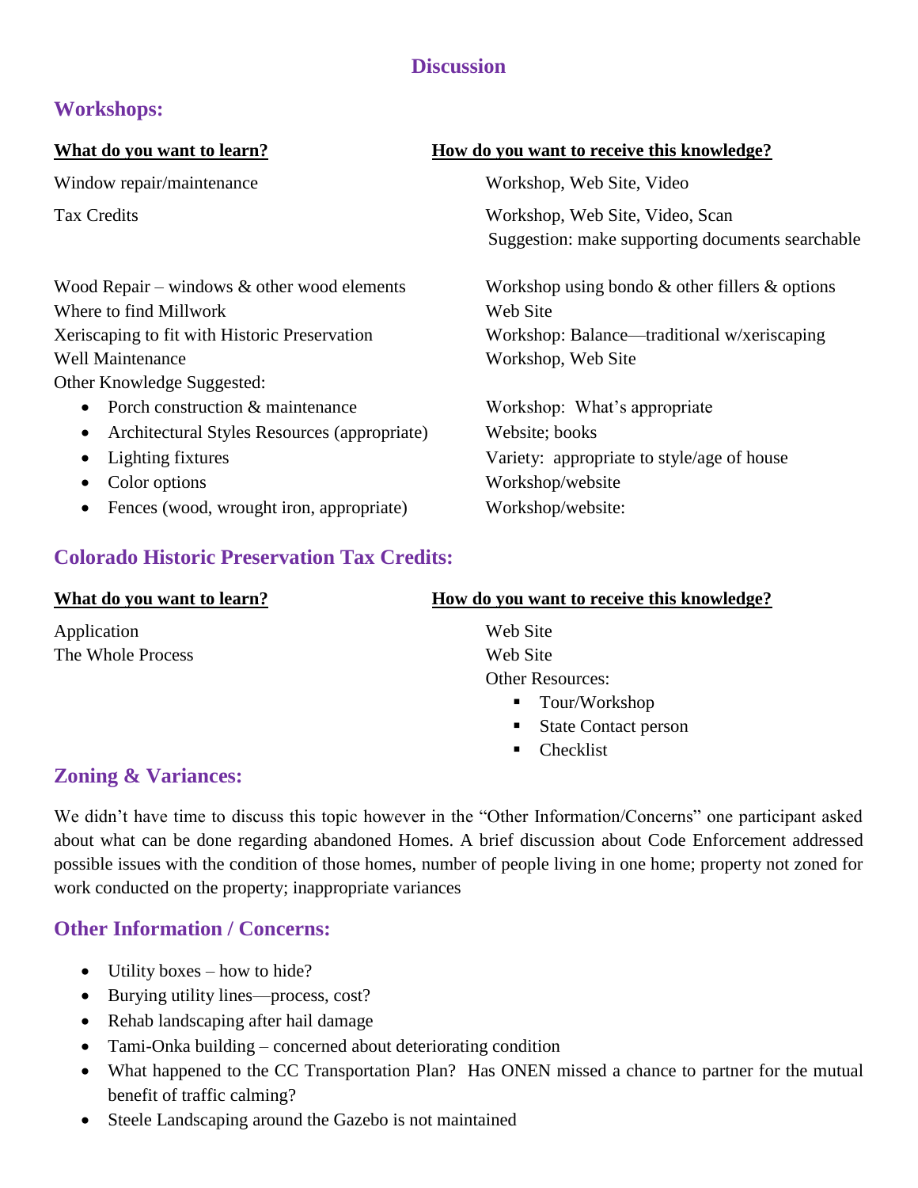## Discussion

### Workshops:

| What do you want to learn? | How do you want to receive this knowledge? |
|---|---|
| Window repair/maintenance | Workshop, Web Site, Video |
| Tax Credits | Workshop, Web Site, Video, Scan<br>Suggestion: make supporting documents searchable |
| Wood Repair – windows & other wood elements | Workshop using bondo & other fillers & options |
| Where to find Millwork | Web Site |
| Xeriscaping to fit with Historic Preservation | Workshop: Balance—traditional w/xeriscaping |
| Well Maintenance | Workshop, Web Site |
| Other Knowledge Suggested: | |
| • Porch construction & maintenance | Workshop: What's appropriate |
| • Architectural Styles Resources (appropriate) | Website; books |
| • Lighting fixtures | Variety: appropriate to style/age of house |
| • Color options | Workshop/website |
| • Fences (wood, wrought iron, appropriate) | Workshop/website: |

### Colorado Historic Preservation Tax Credits:

| What do you want to learn? | How do you want to receive this knowledge? |
|---|---|
| Application | Web Site |
| The Whole Process | Web Site |
| | Other Resources:<br>▪ Tour/Workshop<br>▪ State Contact person<br>▪ Checklist |

### Zoning & Variances:

We didn't have time to discuss this topic however in the "Other Information/Concerns" one participant asked about what can be done regarding abandoned Homes. A brief discussion about Code Enforcement addressed possible issues with the condition of those homes, number of people living in one home; property not zoned for work conducted on the property; inappropriate variances

### Other Information / Concerns:

- Utility boxes – how to hide?
- Burying utility lines—process, cost?
- Rehab landscaping after hail damage
- Tami-Onka building – concerned about deteriorating condition
- What happened to the CC Transportation Plan? Has ONEN missed a chance to partner for the mutual benefit of traffic calming?
- Steele Landscaping around the Gazebo is not maintained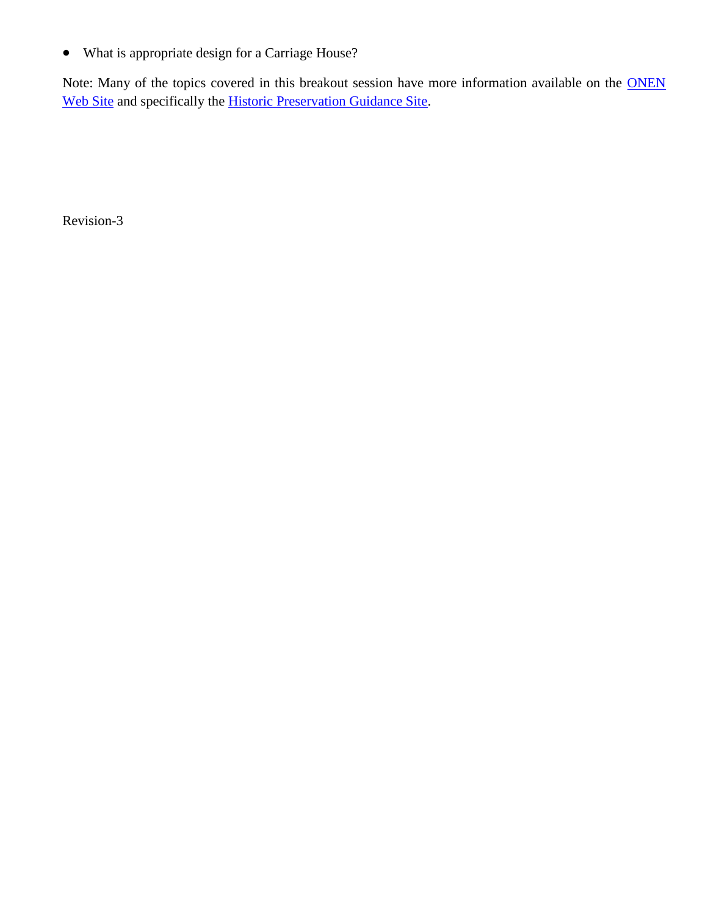- What is appropriate design for a Carriage House?

Note: Many of the topics covered in this breakout session have more information available on the ONEN Web Site and specifically the Historic Preservation Guidance Site.

Revision-3